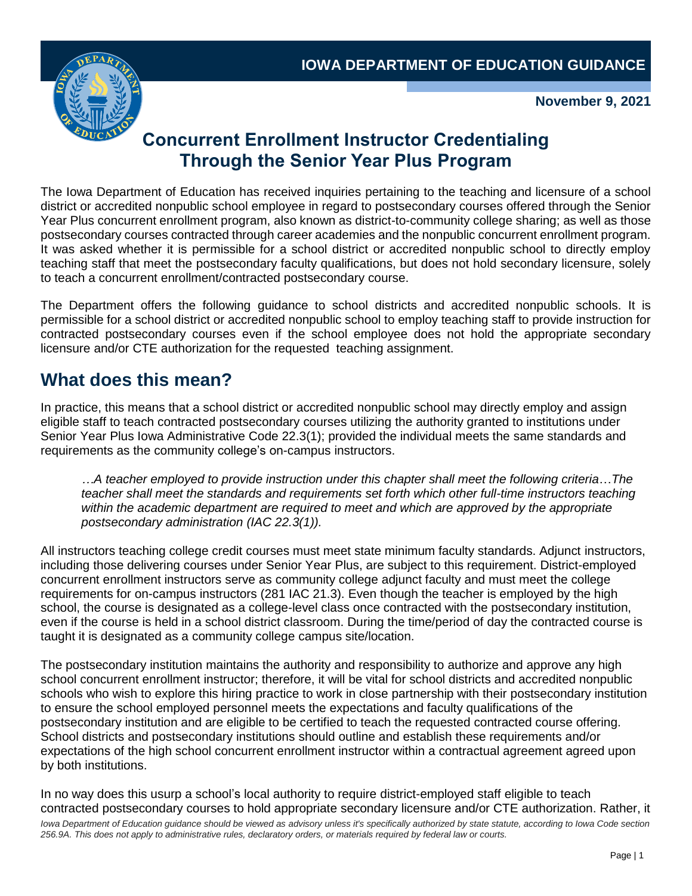**IOWA DEPARTMENT OF EDUCATION GUIDANCE**

**November 9, 2021**

# Concurrent Enrollment Instructor Credentialing Through the Senior Year Plus Program

The Iowa Department of Education has received inquiries pertaining to the teaching and licensure of a school district or accredited nonpublic school employee in regard to postsecondary courses offered through the Senior Year Plus concurrent enrollment program, also known as district-to-community college sharing; as well as those postsecondary courses contracted through career academies and the nonpublic concurrent enrollment program. It was asked whether it is permissible for a school district or accredited nonpublic school to directly employ teaching staff that meet the postsecondary faculty qualifications, but does not hold secondary licensure, solely to teach a concurrent enrollment/contracted postsecondary course.

The Department offers the following guidance to school districts and accredited nonpublic schools. It is permissible for a school district or accredited nonpublic school to employ teaching staff to provide instruction for contracted postsecondary courses even if the school employee does not hold the appropriate secondary licensure and/or CTE authorization for the requested teaching assignment.

## What does this mean?

In practice, this means that a school district or accredited nonpublic school may directly employ and assign eligible staff to teach contracted postsecondary courses utilizing the authority granted to institutions under Senior Year Plus Iowa Administrative Code 22.3(1); provided the individual meets the same standards and requirements as the community college's on-campus instructors.

> *…A teacher employed to provide instruction under this chapter shall meet the following criteria…The teacher shall meet the standards and requirements set forth which other full-time instructors teaching within the academic department are required to meet and which are approved by the appropriate postsecondary administration (IAC 22.3(1)).*

All instructors teaching college credit courses must meet state minimum faculty standards. Adjunct instructors, including those delivering courses under Senior Year Plus, are subject to this requirement. District-employed concurrent enrollment instructors serve as community college adjunct faculty and must meet the college requirements for on-campus instructors (281 IAC 21.3). Even though the teacher is employed by the high school, the course is designated as a college-level class once contracted with the postsecondary institution, even if the course is held in a school district classroom. During the time/period of day the contracted course is taught it is designated as a community college campus site/location.

The postsecondary institution maintains the authority and responsibility to authorize and approve any high school concurrent enrollment instructor; therefore, it will be vital for school districts and accredited nonpublic schools who wish to explore this hiring practice to work in close partnership with their postsecondary institution to ensure the school employed personnel meets the expectations and faculty qualifications of the postsecondary institution and are eligible to be certified to teach the requested contracted course offering. School districts and postsecondary institutions should outline and establish these requirements and/or expectations of the high school concurrent enrollment instructor within a contractual agreement agreed upon by both institutions.

In no way does this usurp a school's local authority to require district-employed staff eligible to teach contracted postsecondary courses to hold appropriate secondary licensure and/or CTE authorization. Rather, it

*Iowa Department of Education guidance should be viewed as advisory unless it's specifically authorized by state statute, according to Iowa Code section 256.9A. This does not apply to administrative rules, declaratory orders, or materials required by federal law or courts.*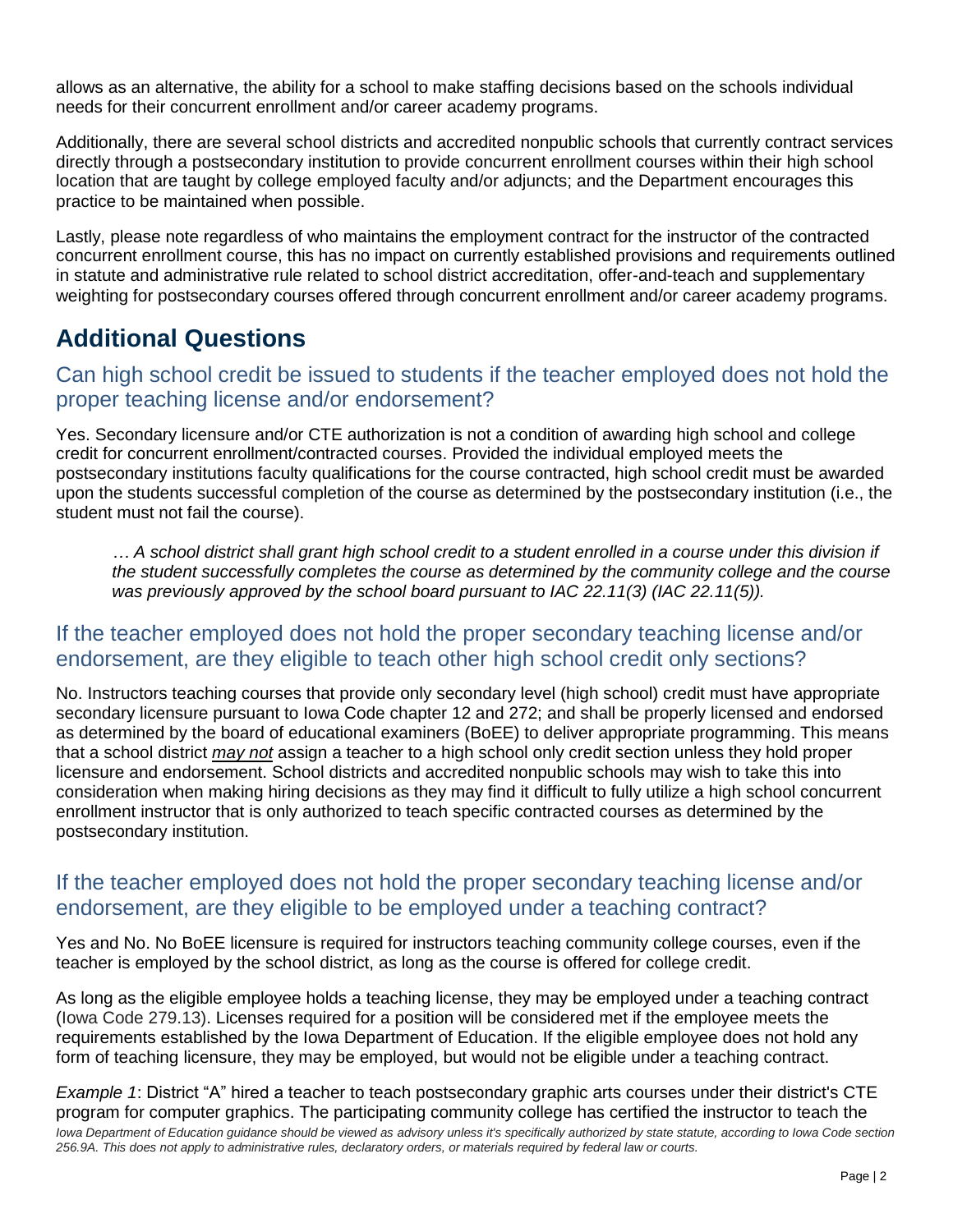allows as an alternative, the ability for a school to make staffing decisions based on the schools individual needs for their concurrent enrollment and/or career academy programs.

Additionally, there are several school districts and accredited nonpublic schools that currently contract services directly through a postsecondary institution to provide concurrent enrollment courses within their high school location that are taught by college employed faculty and/or adjuncts; and the Department encourages this practice to be maintained when possible.

Lastly, please note regardless of who maintains the employment contract for the instructor of the contracted concurrent enrollment course, this has no impact on currently established provisions and requirements outlined in statute and administrative rule related to school district accreditation, offer-and-teach and supplementary weighting for postsecondary courses offered through concurrent enrollment and/or career academy programs.

## Additional Questions

### Can high school credit be issued to students if the teacher employed does not hold the proper teaching license and/or endorsement?

Yes. Secondary licensure and/or CTE authorization is not a condition of awarding high school and college credit for concurrent enrollment/contracted courses. Provided the individual employed meets the postsecondary institutions faculty qualifications for the course contracted, high school credit must be awarded upon the students successful completion of the course as determined by the postsecondary institution (i.e., the student must not fail the course).

> *… A school district shall grant high school credit to a student enrolled in a course under this division if the student successfully completes the course as determined by the community college and the course was previously approved by the school board pursuant to IAC 22.11(3) (IAC 22.11(5)).*

### If the teacher employed does not hold the proper secondary teaching license and/or endorsement, are they eligible to teach other high school credit only sections?

No. Instructors teaching courses that provide only secondary level (high school) credit must have appropriate secondary licensure pursuant to Iowa Code chapter 12 and 272; and shall be properly licensed and endorsed as determined by the board of educational examiners (BoEE) to deliver appropriate programming. This means that a school district ***may not*** assign a teacher to a high school only credit section unless they hold proper licensure and endorsement. School districts and accredited nonpublic schools may wish to take this into consideration when making hiring decisions as they may find it difficult to fully utilize a high school concurrent enrollment instructor that is only authorized to teach specific contracted courses as determined by the postsecondary institution.

### If the teacher employed does not hold the proper secondary teaching license and/or endorsement, are they eligible to be employed under a teaching contract?

Yes and No. No BoEE licensure is required for instructors teaching community college courses, even if the teacher is employed by the school district, as long as the course is offered for college credit.

As long as the eligible employee holds a teaching license, they may be employed under a teaching contract (Iowa Code 279.13). Licenses required for a position will be considered met if the employee meets the requirements established by the Iowa Department of Education. If the eligible employee does not hold any form of teaching licensure, they may be employed, but would not be eligible under a teaching contract.

*Example 1*: District "A" hired a teacher to teach postsecondary graphic arts courses under their district's CTE program for computer graphics. The participating community college has certified the instructor to teach the

*Iowa Department of Education guidance should be viewed as advisory unless it's specifically authorized by state statute, according to Iowa Code section 256.9A. This does not apply to administrative rules, declaratory orders, or materials required by federal law or courts.*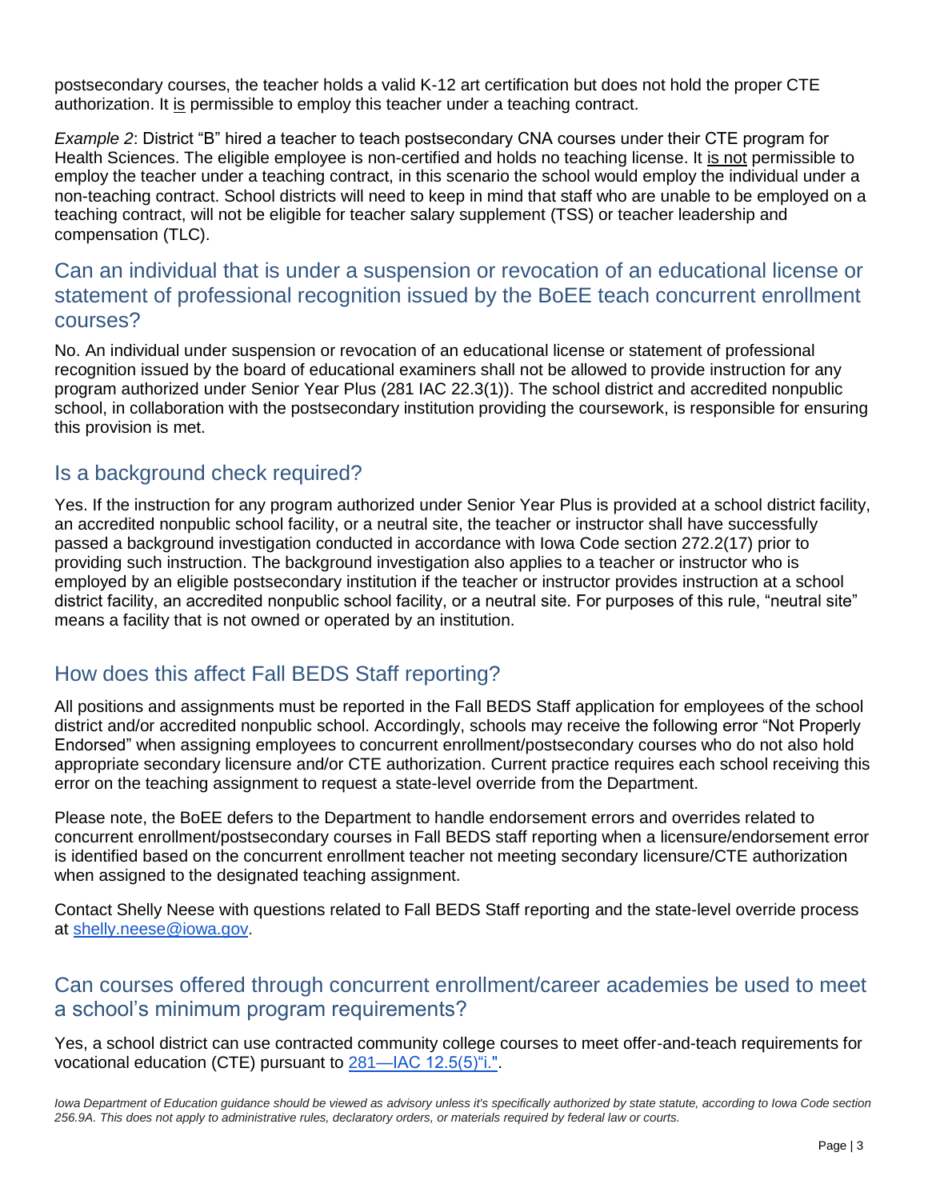postsecondary courses, the teacher holds a valid K-12 art certification but does not hold the proper CTE authorization. It is permissible to employ this teacher under a teaching contract.

*Example 2*: District "B" hired a teacher to teach postsecondary CNA courses under their CTE program for Health Sciences. The eligible employee is non-certified and holds no teaching license. It is not permissible to employ the teacher under a teaching contract, in this scenario the school would employ the individual under a non-teaching contract. School districts will need to keep in mind that staff who are unable to be employed on a teaching contract, will not be eligible for teacher salary supplement (TSS) or teacher leadership and compensation (TLC).

## Can an individual that is under a suspension or revocation of an educational license or statement of professional recognition issued by the BoEE teach concurrent enrollment courses?

No. An individual under suspension or revocation of an educational license or statement of professional recognition issued by the board of educational examiners shall not be allowed to provide instruction for any program authorized under Senior Year Plus (281 IAC 22.3(1)). The school district and accredited nonpublic school, in collaboration with the postsecondary institution providing the coursework, is responsible for ensuring this provision is met.

## Is a background check required?

Yes. If the instruction for any program authorized under Senior Year Plus is provided at a school district facility, an accredited nonpublic school facility, or a neutral site, the teacher or instructor shall have successfully passed a background investigation conducted in accordance with Iowa Code section 272.2(17) prior to providing such instruction. The background investigation also applies to a teacher or instructor who is employed by an eligible postsecondary institution if the teacher or instructor provides instruction at a school district facility, an accredited nonpublic school facility, or a neutral site. For purposes of this rule, "neutral site" means a facility that is not owned or operated by an institution.

## How does this affect Fall BEDS Staff reporting?

All positions and assignments must be reported in the Fall BEDS Staff application for employees of the school district and/or accredited nonpublic school. Accordingly, schools may receive the following error "Not Properly Endorsed" when assigning employees to concurrent enrollment/postsecondary courses who do not also hold appropriate secondary licensure and/or CTE authorization. Current practice requires each school receiving this error on the teaching assignment to request a state-level override from the Department.

Please note, the BoEE defers to the Department to handle endorsement errors and overrides related to concurrent enrollment/postsecondary courses in Fall BEDS staff reporting when a licensure/endorsement error is identified based on the concurrent enrollment teacher not meeting secondary licensure/CTE authorization when assigned to the designated teaching assignment.

Contact Shelly Neese with questions related to Fall BEDS Staff reporting and the state-level override process at [shelly.neese@iowa.gov](mailto:shelly.neese@iowa.gov).

## Can courses offered through concurrent enrollment/career academies be used to meet a school's minimum program requirements?

Yes, a school district can use contracted community college courses to meet offer-and-teach requirements for vocational education (CTE) pursuant to 281—IAC 12.5(5)"i.".

*Iowa Department of Education guidance should be viewed as advisory unless it's specifically authorized by state statute, according to Iowa Code section 256.9A. This does not apply to administrative rules, declaratory orders, or materials required by federal law or courts.*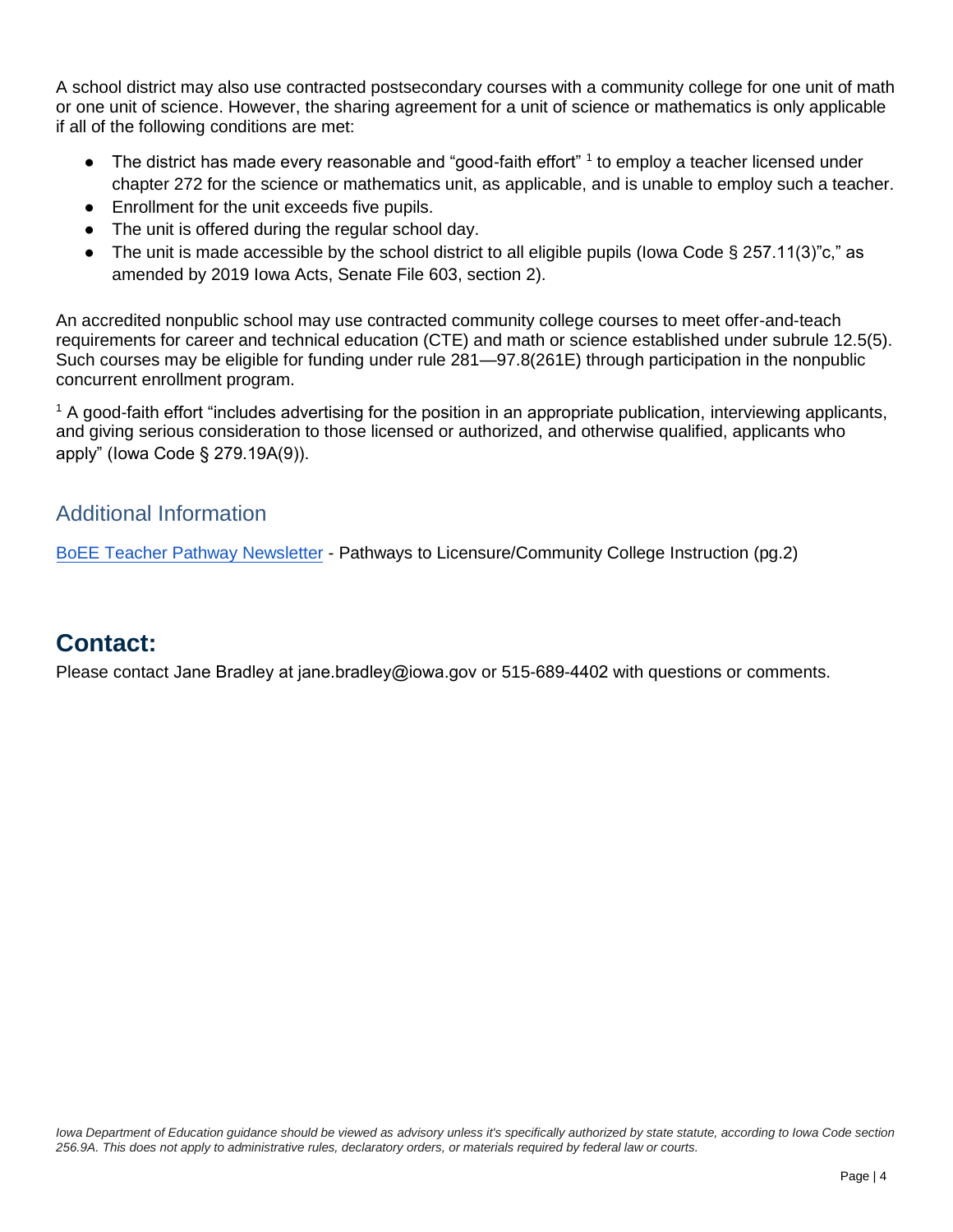A school district may also use contracted postsecondary courses with a community college for one unit of math or one unit of science. However, the sharing agreement for a unit of science or mathematics is only applicable if all of the following conditions are met:

- The district has made every reasonable and "good-faith effort" [1] to employ a teacher licensed under chapter 272 for the science or mathematics unit, as applicable, and is unable to employ such a teacher.
- Enrollment for the unit exceeds five pupils.
- The unit is offered during the regular school day.
- The unit is made accessible by the school district to all eligible pupils (Iowa Code § 257.11(3)"c," as amended by 2019 Iowa Acts, Senate File 603, section 2).

An accredited nonpublic school may use contracted community college courses to meet offer-and-teach requirements for career and technical education (CTE) and math or science established under subrule 12.5(5). Such courses may be eligible for funding under rule 281—97.8(261E) through participation in the nonpublic concurrent enrollment program.

[1] A good-faith effort "includes advertising for the position in an appropriate publication, interviewing applicants, and giving serious consideration to those licensed or authorized, and otherwise qualified, applicants who apply" (Iowa Code § 279.19A(9)).

## Additional Information

BoEE Teacher Pathway Newsletter - Pathways to Licensure/Community College Instruction (pg.2)

# Contact:

Please contact Jane Bradley at jane.bradley@iowa.gov or 515-689-4402 with questions or comments.

*Iowa Department of Education guidance should be viewed as advisory unless it's specifically authorized by state statute, according to Iowa Code section 256.9A. This does not apply to administrative rules, declaratory orders, or materials required by federal law or courts.*